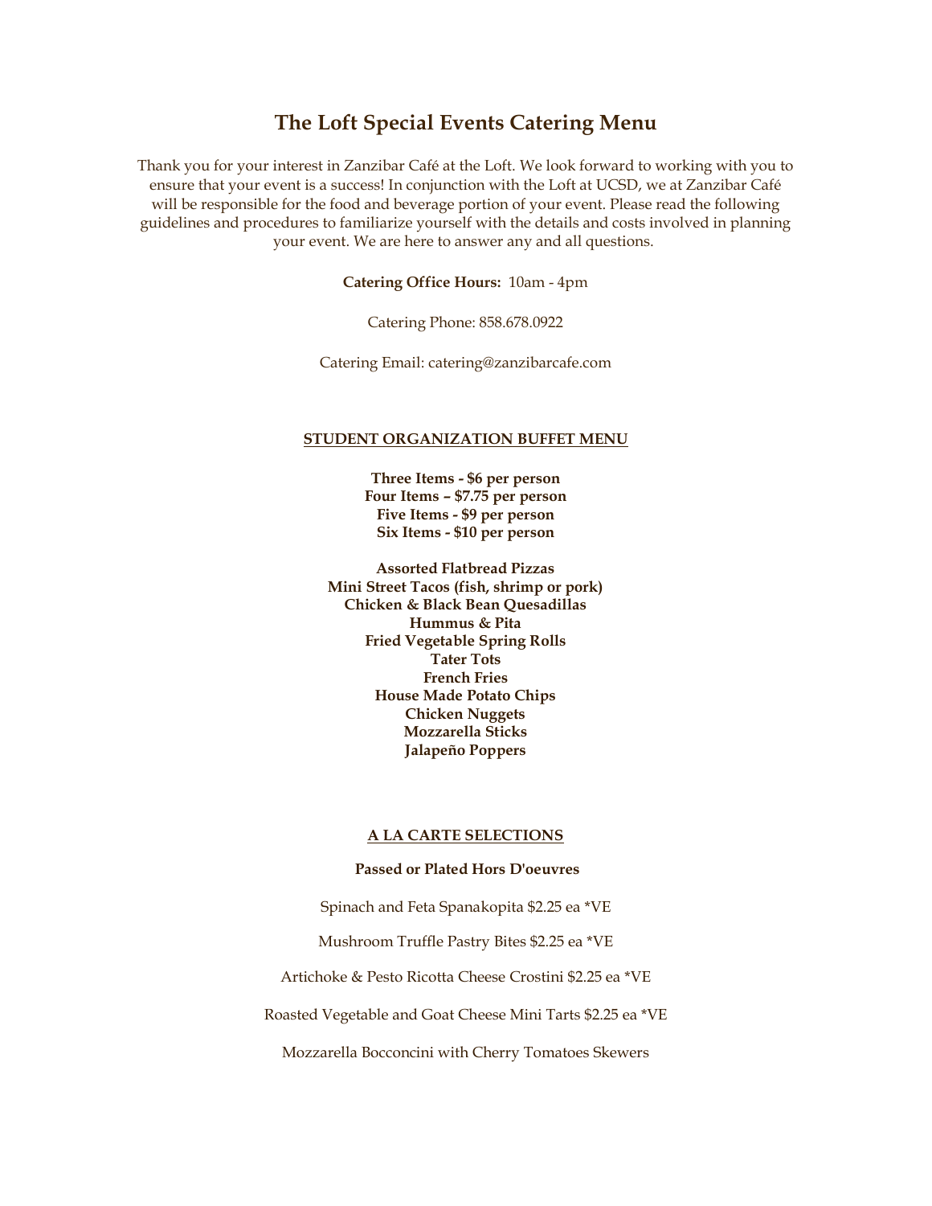# The Loft Special Events Catering Menu

Thank you for your interest in Zanzibar Café at the Loft. We look forward to working with you to ensure that your event is a success! In conjunction with the Loft at UCSD, we at Zanzibar Café will be responsible for the food and beverage portion of your event. Please read the following guidelines and procedures to familiarize yourself with the details and costs involved in planning your event. We are here to answer any and all questions.

**Catering Office Hours:** 10am - 4pm

Catering Phone: 858.678.0922

Catering Email: catering@zanzibarcafe.com

## STUDENT ORGANIZATION BUFFET MENU

**Three Items - $6 per person**
**Four Items – $7.75 per person**
**Five Items - $9 per person**
**Six Items - $10 per person**

**Assorted Flatbread Pizzas**
**Mini Street Tacos (fish, shrimp or pork)**
**Chicken & Black Bean Quesadillas**
**Hummus & Pita**
**Fried Vegetable Spring Rolls**
**Tater Tots**
**French Fries**
**House Made Potato Chips**
**Chicken Nuggets**
**Mozzarella Sticks**
**Jalapeño Poppers**

## A LA CARTE SELECTIONS

### Passed or Plated Hors D'oeuvres

Spinach and Feta Spanakopita $2.25 ea *VE

Mushroom Truffle Pastry Bites $2.25 ea *VE

Artichoke & Pesto Ricotta Cheese Crostini $2.25 ea *VE

Roasted Vegetable and Goat Cheese Mini Tarts $2.25 ea *VE

Mozzarella Bocconcini with Cherry Tomatoes Skewers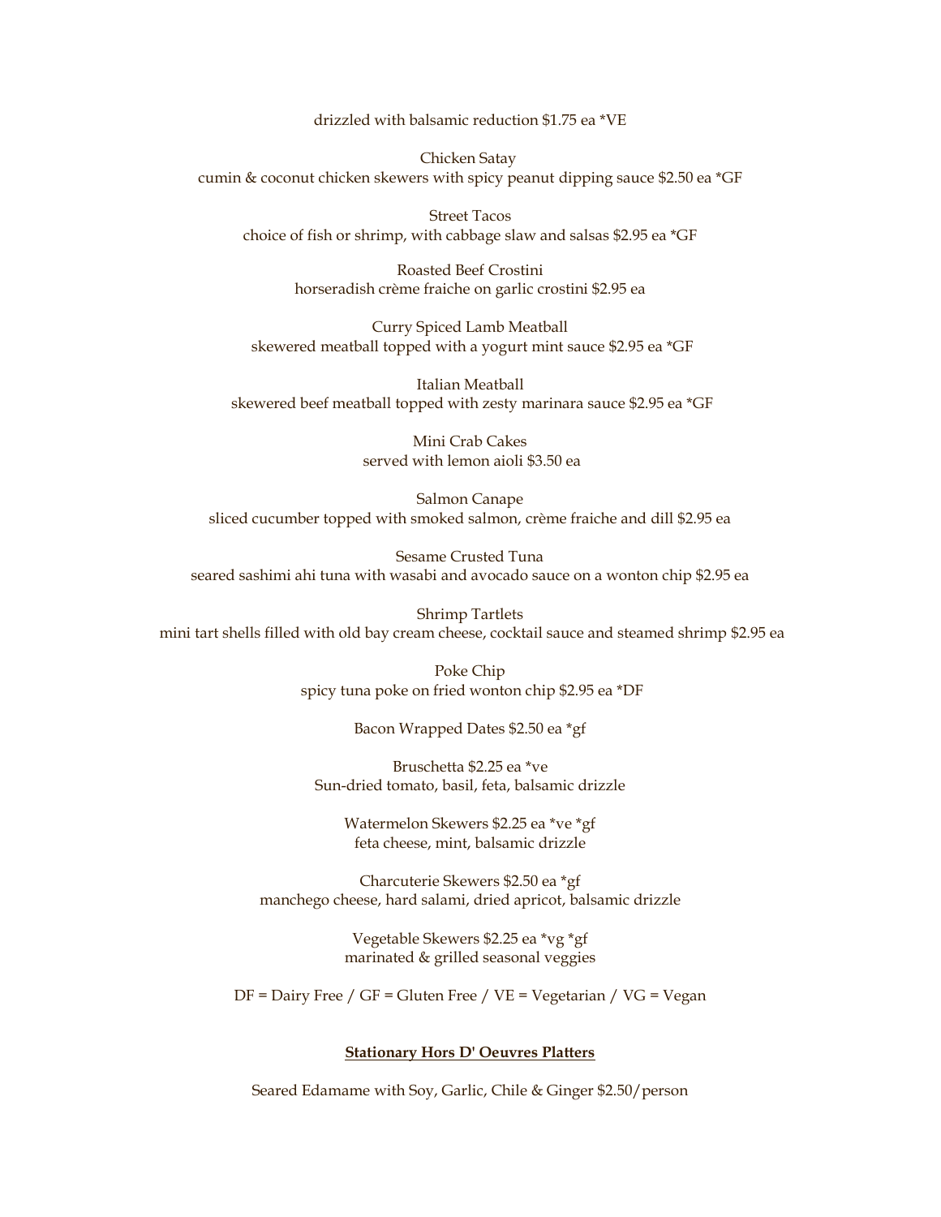drizzled with balsamic reduction $1.75 ea *VE

Chicken Satay
cumin & coconut chicken skewers with spicy peanut dipping sauce $2.50 ea *GF

Street Tacos
choice of fish or shrimp, with cabbage slaw and salsas $2.95 ea *GF

Roasted Beef Crostini
horseradish crème fraiche on garlic crostini $2.95 ea

Curry Spiced Lamb Meatball
skewered meatball topped with a yogurt mint sauce $2.95 ea *GF

Italian Meatball
skewered beef meatball topped with zesty marinara sauce $2.95 ea *GF

Mini Crab Cakes
served with lemon aioli $3.50 ea

Salmon Canape
sliced cucumber topped with smoked salmon, crème fraiche and dill $2.95 ea

Sesame Crusted Tuna
seared sashimi ahi tuna with wasabi and avocado sauce on a wonton chip $2.95 ea

Shrimp Tartlets
mini tart shells filled with old bay cream cheese, cocktail sauce and steamed shrimp $2.95 ea

Poke Chip
spicy tuna poke on fried wonton chip $2.95 ea *DF

Bacon Wrapped Dates $2.50 ea *gf

Bruschetta $2.25 ea *ve
Sun-dried tomato, basil, feta, balsamic drizzle

Watermelon Skewers $2.25 ea *ve *gf
feta cheese, mint, balsamic drizzle

Charcuterie Skewers $2.50 ea *gf
manchego cheese, hard salami, dried apricot, balsamic drizzle

Vegetable Skewers $2.25 ea *vg *gf
marinated & grilled seasonal veggies

DF = Dairy Free / GF = Gluten Free / VE = Vegetarian / VG = Vegan

**Stationary Hors D' Oeuvres Platters**

Seared Edamame with Soy, Garlic, Chile & Ginger $2.50/person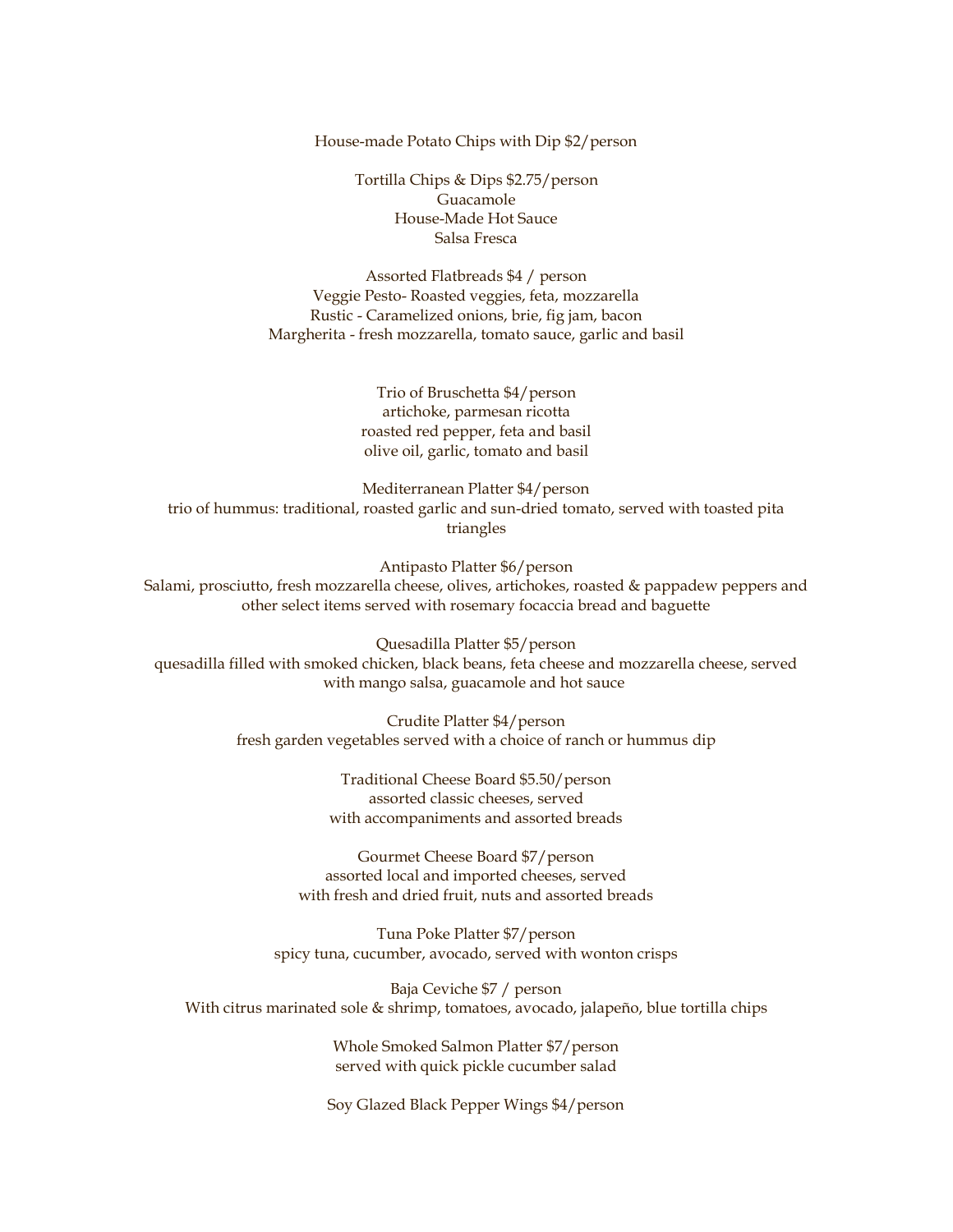House-made Potato Chips with Dip $2/person

Tortilla Chips & Dips $2.75/person
Guacamole
House-Made Hot Sauce
Salsa Fresca

Assorted Flatbreads $4 / person
Veggie Pesto- Roasted veggies, feta, mozzarella
Rustic - Caramelized onions, brie, fig jam, bacon
Margherita - fresh mozzarella, tomato sauce, garlic and basil

Trio of Bruschetta $4/person
artichoke, parmesan ricotta
roasted red pepper, feta and basil
olive oil, garlic, tomato and basil

Mediterranean Platter $4/person
trio of hummus: traditional, roasted garlic and sun-dried tomato, served with toasted pita triangles

Antipasto Platter $6/person
Salami, prosciutto, fresh mozzarella cheese, olives, artichokes, roasted & pappadew peppers and other select items served with rosemary focaccia bread and baguette

Quesadilla Platter $5/person
quesadilla filled with smoked chicken, black beans, feta cheese and mozzarella cheese, served with mango salsa, guacamole and hot sauce

Crudite Platter $4/person
fresh garden vegetables served with a choice of ranch or hummus dip

Traditional Cheese Board $5.50/person
assorted classic cheeses, served
with accompaniments and assorted breads

Gourmet Cheese Board $7/person
assorted local and imported cheeses, served
with fresh and dried fruit, nuts and assorted breads

Tuna Poke Platter $7/person
spicy tuna, cucumber, avocado, served with wonton crisps

Baja Ceviche $7 / person
With citrus marinated sole & shrimp, tomatoes, avocado, jalapeño, blue tortilla chips

Whole Smoked Salmon Platter $7/person
served with quick pickle cucumber salad

Soy Glazed Black Pepper Wings $4/person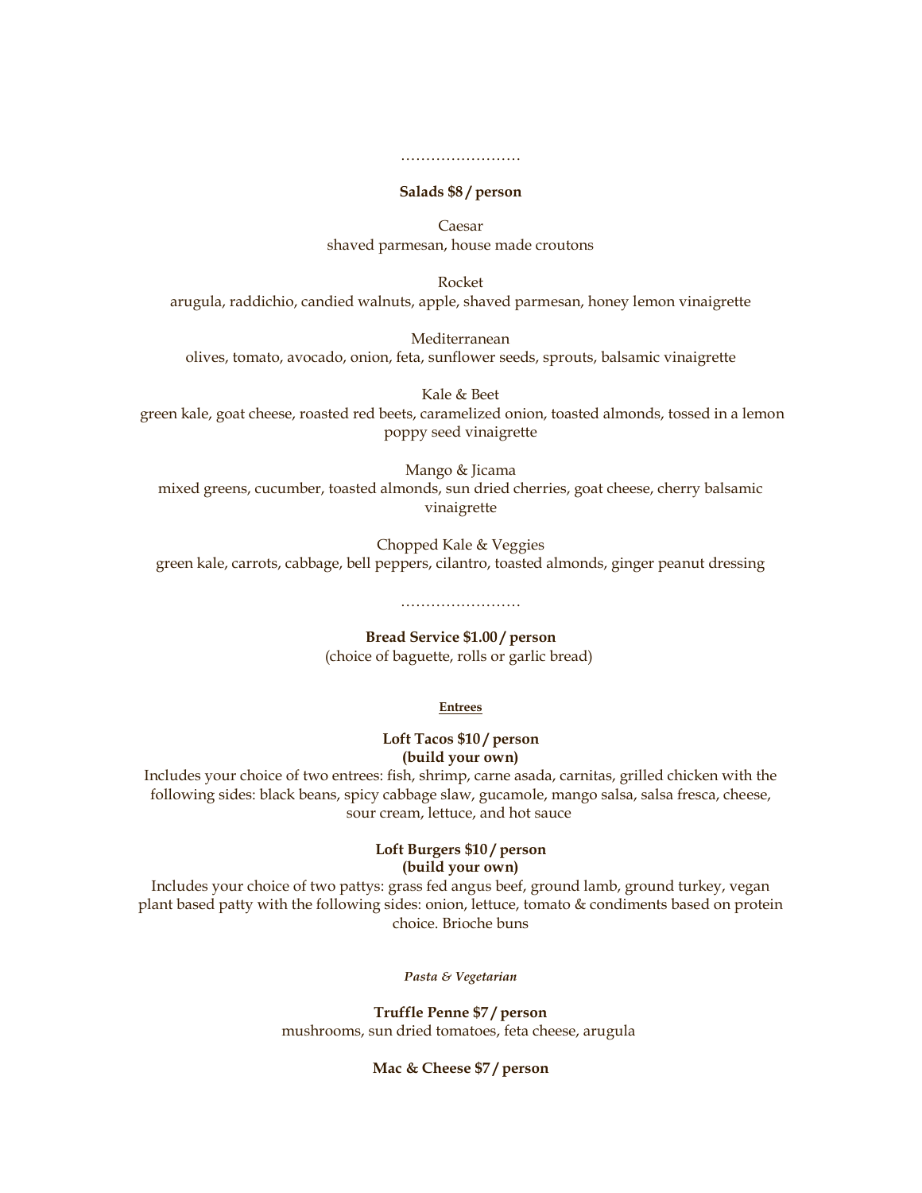……………………

**Salads $8 / person**

Caesar
shaved parmesan, house made croutons

Rocket
arugula, raddichio, candied walnuts, apple, shaved parmesan, honey lemon vinaigrette

Mediterranean
olives, tomato, avocado, onion, feta, sunflower seeds, sprouts, balsamic vinaigrette

Kale & Beet
green kale, goat cheese, roasted red beets, caramelized onion, toasted almonds, tossed in a lemon poppy seed vinaigrette

Mango & Jicama
mixed greens, cucumber, toasted almonds, sun dried cherries, goat cheese, cherry balsamic vinaigrette

Chopped Kale & Veggies
green kale, carrots, cabbage, bell peppers, cilantro, toasted almonds, ginger peanut dressing

……………………

**Bread Service $1.00 / person**
(choice of baguette, rolls or garlic bread)

**Entrees**

**Loft Tacos $10 / person**
**(build your own)**
Includes your choice of two entrees: fish, shrimp, carne asada, carnitas, grilled chicken with the following sides: black beans, spicy cabbage slaw, gucamole, mango salsa, salsa fresca, cheese, sour cream, lettuce, and hot sauce

**Loft Burgers $10 / person**
**(build your own)**
Includes your choice of two pattys: grass fed angus beef, ground lamb, ground turkey, vegan plant based patty with the following sides: onion, lettuce, tomato & condiments based on protein choice. Brioche buns

***Pasta & Vegetarian***

**Truffle Penne $7 / person**
mushrooms, sun dried tomatoes, feta cheese, arugula

**Mac & Cheese $7 / person**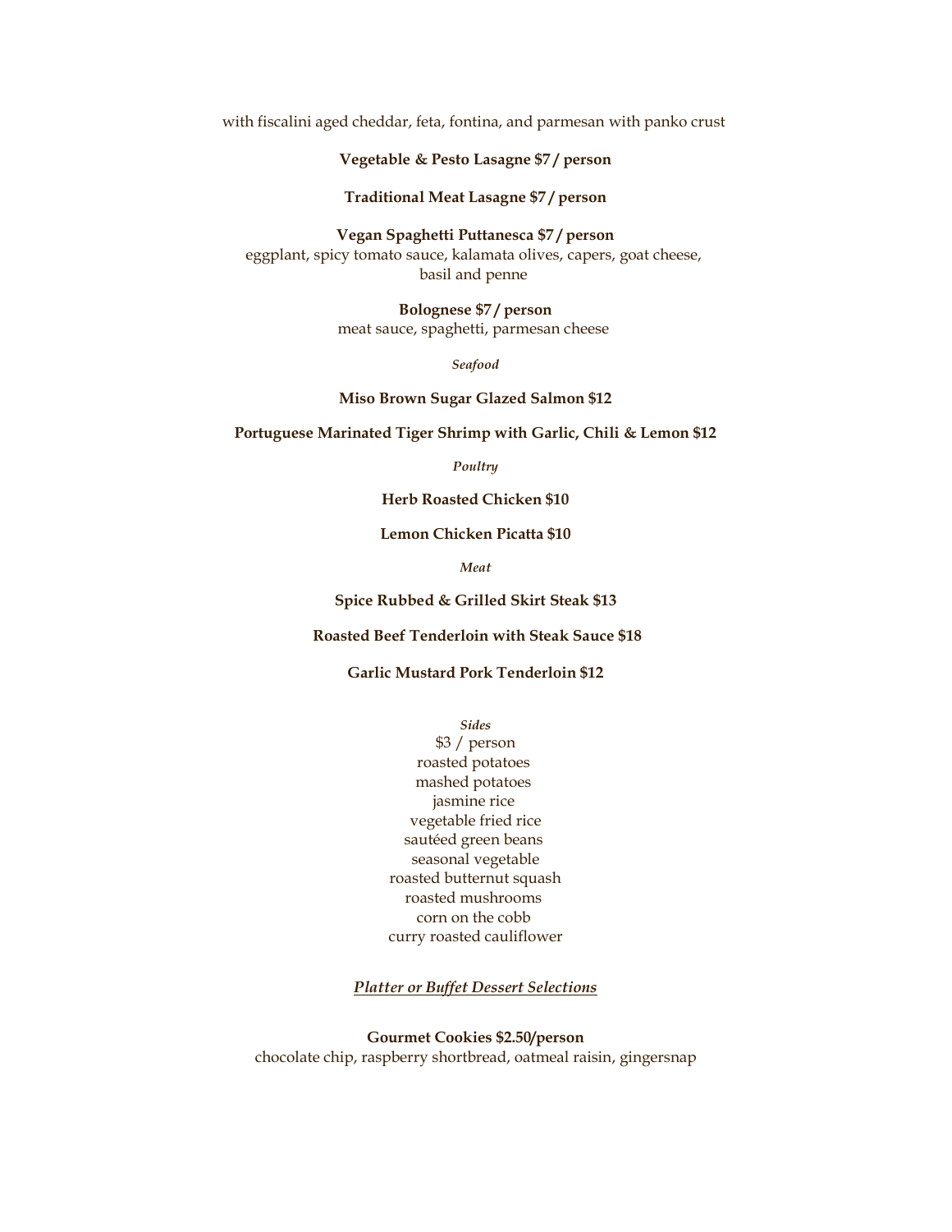with fiscalini aged cheddar, feta, fontina, and parmesan with panko crust

**Vegetable & Pesto Lasagne $7 / person**

**Traditional Meat Lasagne $7 / person**

**Vegan Spaghetti Puttanesca $7 / person**
eggplant, spicy tomato sauce, kalamata olives, capers, goat cheese, basil and penne

**Bolognese $7 / person**
meat sauce, spaghetti, parmesan cheese

*Seafood*

**Miso Brown Sugar Glazed Salmon $12**

**Portuguese Marinated Tiger Shrimp with Garlic, Chili & Lemon $12**

*Poultry*

**Herb Roasted Chicken $10**

**Lemon Chicken Picatta $10**

*Meat*

**Spice Rubbed & Grilled Skirt Steak $13**

**Roasted Beef Tenderloin with Steak Sauce $18**

**Garlic Mustard Pork Tenderloin $12**

*Sides*
$3 / person
roasted potatoes
mashed potatoes
jasmine rice
vegetable fried rice
sautéed green beans
seasonal vegetable
roasted butternut squash
roasted mushrooms
corn on the cobb
curry roasted cauliflower

## *Platter or Buffet Dessert Selections*

**Gourmet Cookies $2.50/person**
chocolate chip, raspberry shortbread, oatmeal raisin, gingersnap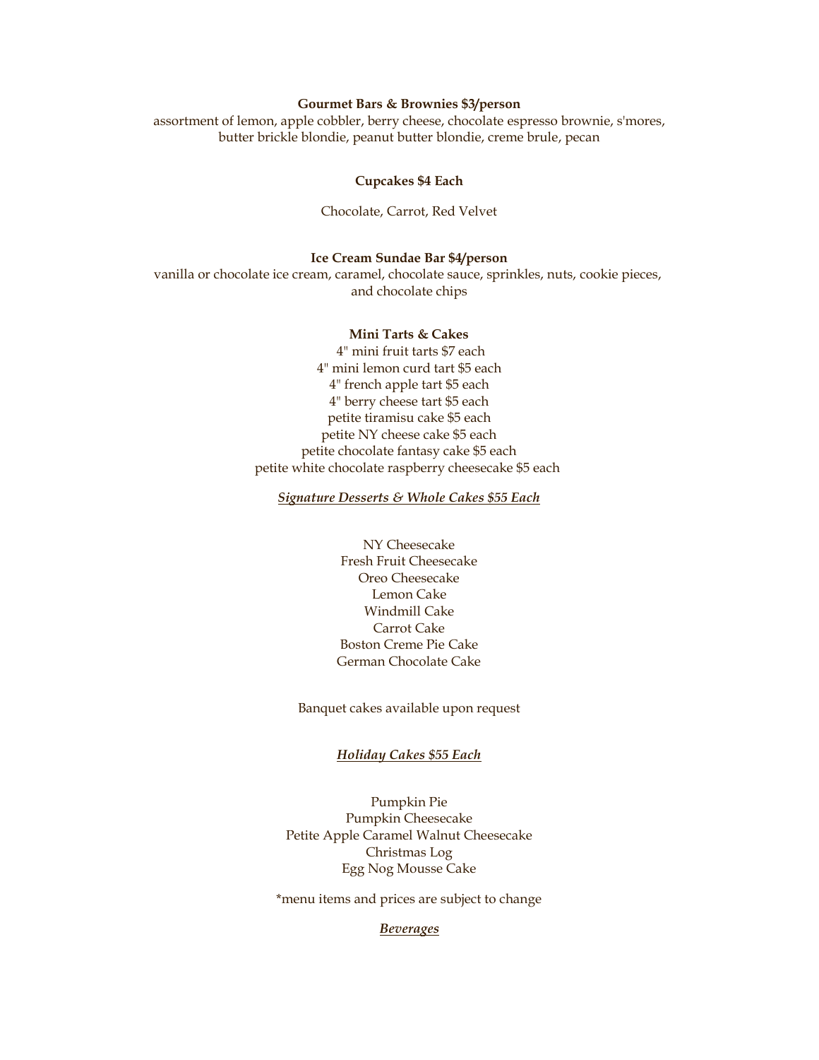**Gourmet Bars & Brownies $3/person**

assortment of lemon, apple cobbler, berry cheese, chocolate espresso brownie, s'mores, butter brickle blondie, peanut butter blondie, creme brule, pecan

**Cupcakes $4 Each**

Chocolate, Carrot, Red Velvet

**Ice Cream Sundae Bar $4/person**

vanilla or chocolate ice cream, caramel, chocolate sauce, sprinkles, nuts, cookie pieces, and chocolate chips

**Mini Tarts & Cakes**

4" mini fruit tarts $7 each
4" mini lemon curd tart $5 each
4" french apple tart $5 each
4" berry cheese tart $5 each
petite tiramisu cake $5 each
petite NY cheese cake $5 each
petite chocolate fantasy cake $5 each
petite white chocolate raspberry cheesecake $5 each

***Signature Desserts & Whole Cakes $55 Each***

NY Cheesecake
Fresh Fruit Cheesecake
Oreo Cheesecake
Lemon Cake
Windmill Cake
Carrot Cake
Boston Creme Pie Cake
German Chocolate Cake

Banquet cakes available upon request

***Holiday Cakes $55 Each***

Pumpkin Pie
Pumpkin Cheesecake
Petite Apple Caramel Walnut Cheesecake
Christmas Log
Egg Nog Mousse Cake

*menu items and prices are subject to change

***Beverages***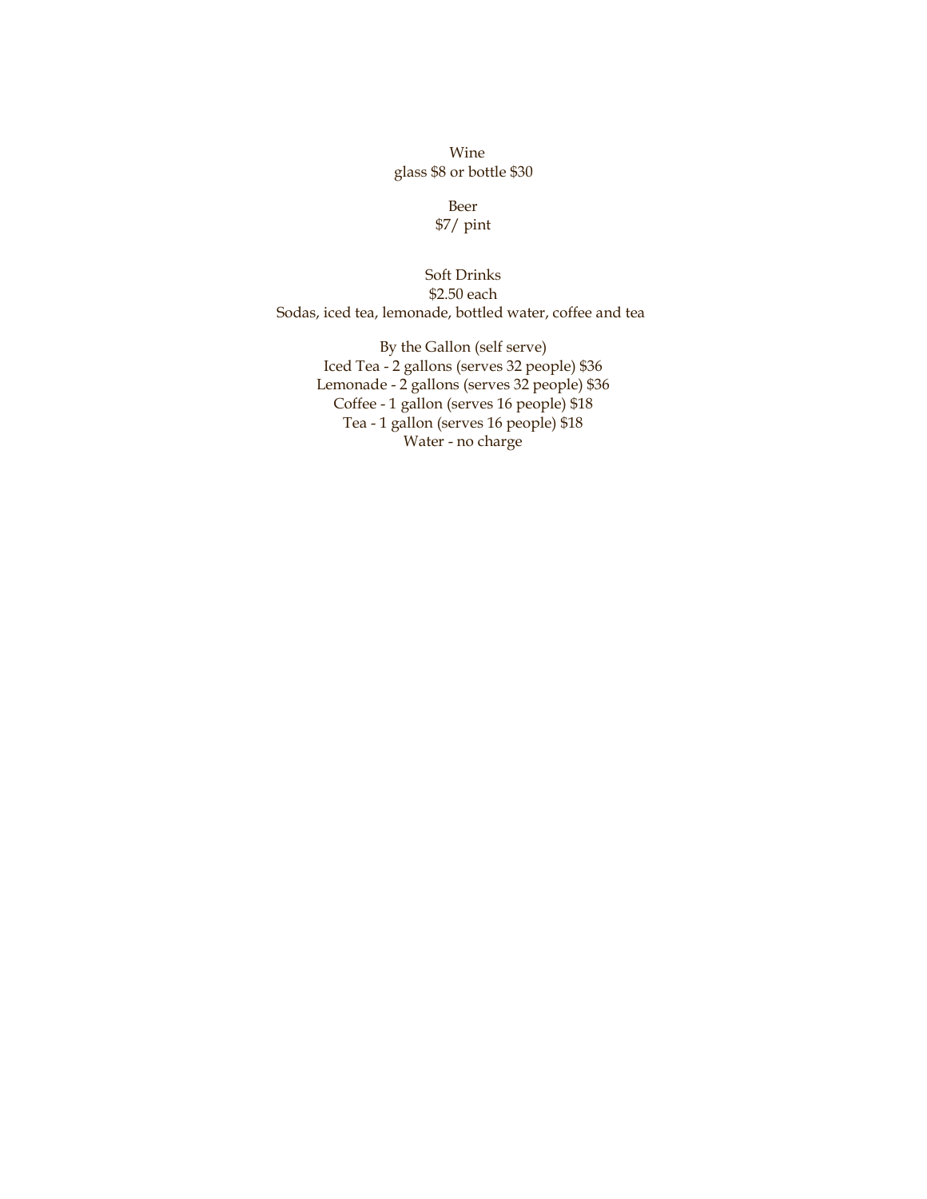Wine
glass $8 or bottle $30

Beer
$7/ pint

Soft Drinks
$2.50 each
Sodas, iced tea, lemonade, bottled water, coffee and tea

By the Gallon (self serve)
Iced Tea - 2 gallons (serves 32 people) $36
Lemonade - 2 gallons (serves 32 people) $36
Coffee - 1 gallon (serves 16 people) $18
Tea - 1 gallon (serves 16 people) $18
Water - no charge